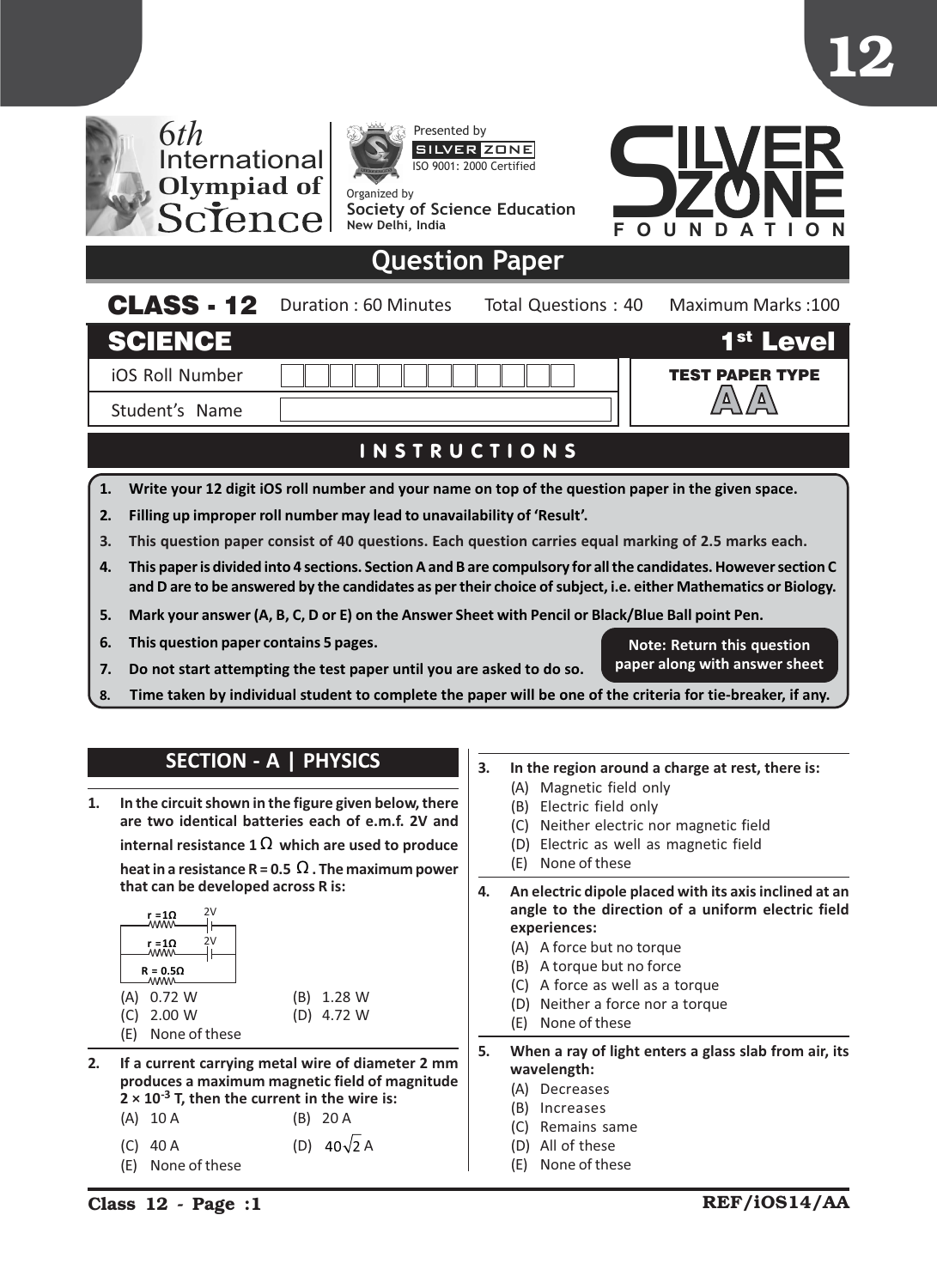# 6th International Olympiad of Science

Presented by SILVER ZONE
ISO 9001: 2000 Certified

Organized by
Society of Science Education
New Delhi, India

SILVER ZONE FOUNDATION

## Question Paper

**CLASS - 12** Duration : 60 Minutes Total Questions : 40 Maximum Marks :100

**SCIENCE** **1st Level**

| | |
|---|---|
| iOS Roll Number | |
| Student's Name | |

**TEST PAPER TYPE** AA

## INSTRUCTIONS

1. **Write your 12 digit iOS roll number and your name on top of the question paper in the given space.**
2. **Filling up improper roll number may lead to unavailability of 'Result'.**
3. **This question paper consist of 40 questions. Each question carries equal marking of 2.5 marks each.**
4. **This paper is divided into 4 sections. Section A and B are compulsory for all the candidates. However section C and D are to be answered by the candidates as per their choice of subject, i.e. either Mathematics or Biology.**
5. **Mark your answer (A, B, C, D or E) on the Answer Sheet with Pencil or Black/Blue Ball point Pen.**
6. **This question paper contains 5 pages.**
7. **Do not start attempting the test paper until you are asked to do so.**
8. **Time taken by individual student to complete the paper will be one of the criteria for tie-breaker, if any.**

**Note: Return this question paper along with answer sheet**

## SECTION - A | PHYSICS

**1. In the circuit shown in the figure given below, there are two identical batteries each of e.m.f. 2V and internal resistance 1 Ω which are used to produce heat in a resistance R = 0.5 Ω. The maximum power that can be developed across R is:**

(Circuit: r = 1Ω, 2V; r = 1Ω, 2V; R = 0.5Ω)

(A) 0.72 W (B) 1.28 W
(C) 2.00 W (D) 4.72 W
(E) None of these

**2. If a current carrying metal wire of diameter 2 mm produces a maximum magnetic field of magnitude $2 \times 10^{-3}$ T, then the current in the wire is:**

(A) 10 A (B) 20 A
(C) 40 A (D) $40\sqrt{2}$ A
(E) None of these

**3. In the region around a charge at rest, there is:**

(A) Magnetic field only
(B) Electric field only
(C) Neither electric nor magnetic field
(D) Electric as well as magnetic field
(E) None of these

**4. An electric dipole placed with its axis inclined at an angle to the direction of a uniform electric field experiences:**

(A) A force but no torque
(B) A torque but no force
(C) A force as well as a torque
(D) Neither a force nor a torque
(E) None of these

**5. When a ray of light enters a glass slab from air, its wavelength:**

(A) Decreases
(B) Increases
(C) Remains same
(D) All of these
(E) None of these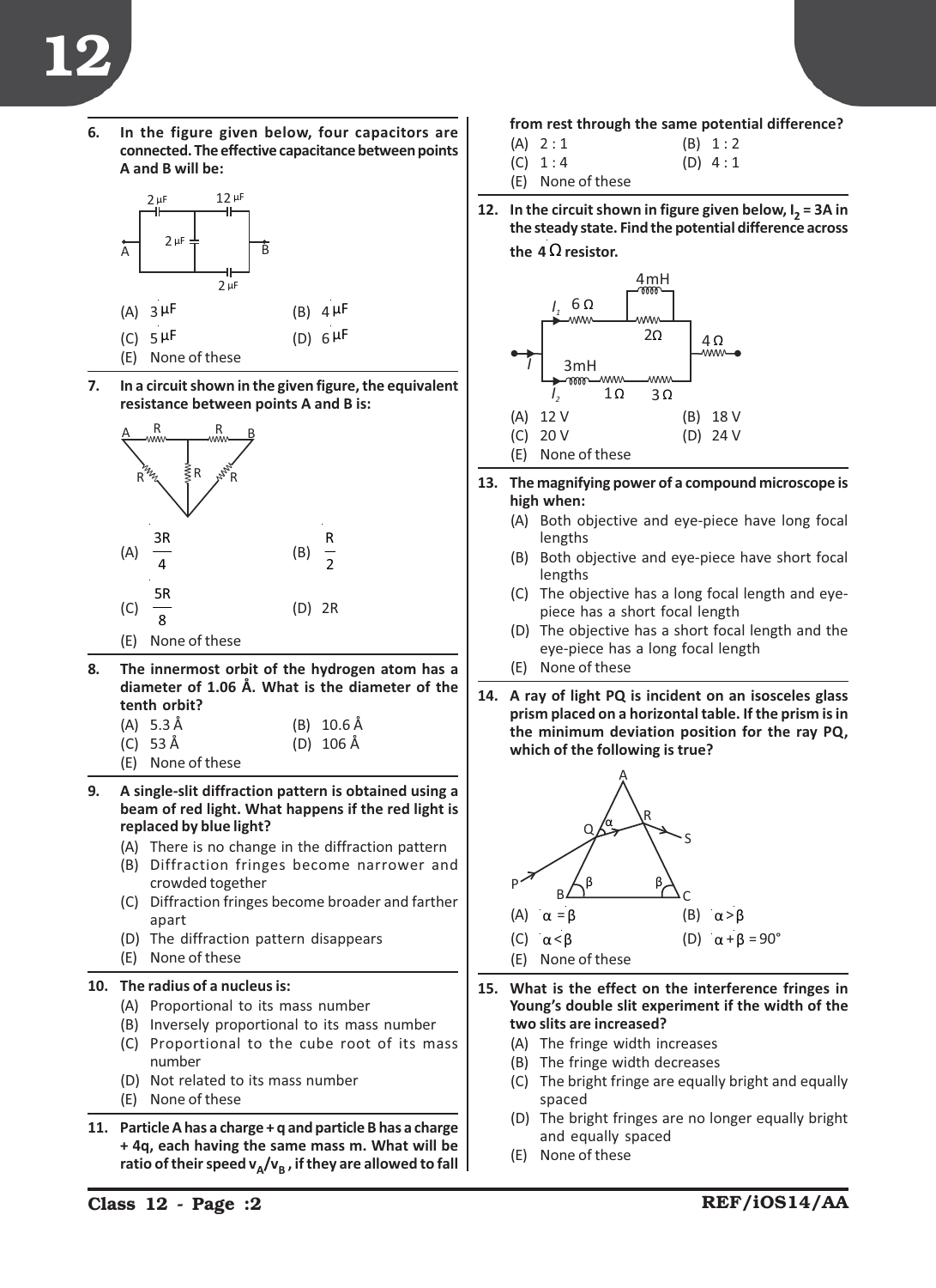6. **In the figure given below, four capacitors are connected. The effective capacitance between points A and B will be:**

   (A) $3\,\mu F$  (B) $4\,\mu F$
   (C) $5\,\mu F$  (D) $6\,\mu F$
   (E) None of these

7. **In a circuit shown in the given figure, the equivalent resistance between points A and B is:**

   (A) $\frac{3R}{4}$  (B) $\frac{R}{2}$
   (C) $\frac{5R}{8}$  (D) $2R$
   (E) None of these

8. **The innermost orbit of the hydrogen atom has a diameter of 1.06 Å. What is the diameter of the tenth orbit?**

   (A) 5.3 Å  (B) 10.6 Å
   (C) 53 Å  (D) 106 Å
   (E) None of these

9. **A single-slit diffraction pattern is obtained using a beam of red light. What happens if the red light is replaced by blue light?**

   (A) There is no change in the diffraction pattern
   (B) Diffraction fringes become narrower and crowded together
   (C) Diffraction fringes become broader and farther apart
   (D) The diffraction pattern disappears
   (E) None of these

10. **The radius of a nucleus is:**

    (A) Proportional to its mass number
    (B) Inversely proportional to its mass number
    (C) Proportional to the cube root of its mass number
    (D) Not related to its mass number
    (E) None of these

11. **Particle A has a charge + q and particle B has a charge + 4q, each having the same mass m. What will be ratio of their speed $v_A/v_B$, if they are allowed to fall from rest through the same potential difference?**

    (A) 2 : 1  (B) 1 : 2
    (C) 1 : 4  (D) 4 : 1
    (E) None of these

12. **In the circuit shown in figure given below, $I_2$ = 3A in the steady state. Find the potential difference across the 4 Ω resistor.**

    (A) 12 V  (B) 18 V
    (C) 20 V  (D) 24 V
    (E) None of these

13. **The magnifying power of a compound microscope is high when:**

    (A) Both objective and eye-piece have long focal lengths
    (B) Both objective and eye-piece have short focal lengths
    (C) The objective has a long focal length and eye-piece has a short focal length
    (D) The objective has a short focal length and the eye-piece has a long focal length
    (E) None of these

14. **A ray of light PQ is incident on an isosceles glass prism placed on a horizontal table. If the prism is in the minimum deviation position for the ray PQ, which of the following is true?**

    (A) $\alpha = \beta$  (B) $\alpha > \beta$
    (C) $\alpha < \beta$  (D) $\alpha + \beta = 90°$
    (E) None of these

15. **What is the effect on the interference fringes in Young's double slit experiment if the width of the two slits are increased?**

    (A) The fringe width increases
    (B) The fringe width decreases
    (C) The bright fringe are equally bright and equally spaced
    (D) The bright fringes are no longer equally bright and equally spaced
    (E) None of these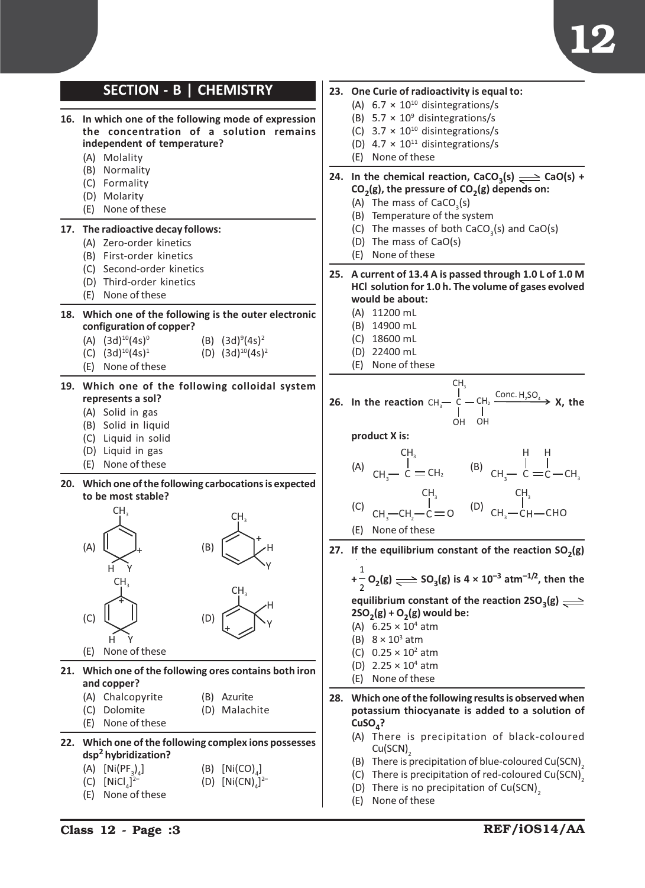## SECTION - B | CHEMISTRY

**16. In which one of the following mode of expression the concentration of a solution remains independent of temperature?**

(A) Molality

(B) Normality

(C) Formality

(D) Molarity

(E) None of these

**17. The radioactive decay follows:**

(A) Zero-order kinetics

(B) First-order kinetics

(C) Second-order kinetics

(D) Third-order kinetics

(E) None of these

**18. Which one of the following is the outer electronic configuration of copper?**

(A) $(3d)^{10}(4s)^0$

(B) $(3d)^9(4s)^2$

(C) $(3d)^{10}(4s)^1$

(D) $(3d)^{10}(4s)^2$

(E) None of these

**19. Which one of the following colloidal system represents a sol?**

(A) Solid in gas

(B) Solid in liquid

(C) Liquid in solid

(D) Liquid in gas

(E) None of these

**20. Which one of the following carbocations is expected to be most stable?**

(A) Ring with $CH_3$ at top; + charge on the right ring carbon adjacent to the bottom carbon bearing H and Y

(B) Ring with $CH_3$ at top; + charge on the carbon next to the one bearing H and Y (right side)

(C) Ring with $CH_3$ at top; + charge on the upper-left carbon; bottom carbon bearing H and Y

(D) Ring with $CH_3$ at top; + charge on the lower-left carbon; right carbon bearing H and Y

(E) None of these

**21. Which one of the following ores contains both iron and copper?**

(A) Chalcopyrite

(B) Azurite

(C) Dolomite

(D) Malachite

(E) None of these

**22. Which one of the following complex ions possesses $dsp^2$ hybridization?**

(A) $[Ni(PF_3)_4]$

(B) $[Ni(CO)_4]$

(C) $[NiCl_4]^{2-}$

(D) $[Ni(CN)_4]^{2-}$

(E) None of these

**23. One Curie of radioactivity is equal to:**

(A) $6.7 \times 10^{10}$ disintegrations/s

(B) $5.7 \times 10^{9}$ disintegrations/s

(C) $3.7 \times 10^{10}$ disintegrations/s

(D) $4.7 \times 10^{11}$ disintegrations/s

(E) None of these

**24. In the chemical reaction, $CaCO_3(s) \rightleftharpoons CaO(s) + CO_2(g)$, the pressure of $CO_2(g)$ depends on:**

(A) The mass of $CaCO_3(s)$

(B) Temperature of the system

(C) The masses of both $CaCO_3(s)$ and $CaO(s)$

(D) The mass of $CaO(s)$

(E) None of these

**25. A current of 13.4 A is passed through 1.0 L of 1.0 M HCl solution for 1.0 h. The volume of gases evolved would be about:**

(A) 11200 mL

(B) 14900 mL

(C) 18600 mL

(D) 22400 mL

(E) None of these

**26. In the reaction $CH_3-C(CH_3)(OH)-CH_2(OH) \xrightarrow{\text{Conc. } H_2SO_4}$ X, the product X is:**

(A) $CH_3-C(CH_3)=CH_2$

(B) $CH_3-CH=CH-CH_3$

(C) $CH_3-CH_2-C(CH_3)=O$

(D) $CH_3-CH(CH_3)-CHO$

(E) None of these

**27. If the equilibrium constant of the reaction $SO_2(g) + \frac{1}{2}O_2(g) \rightleftharpoons SO_3(g)$ is $4 \times 10^{-3}$ atm$^{-1/2}$, then the equilibrium constant of the reaction $2SO_3(g) \rightleftharpoons 2SO_2(g) + O_2(g)$ would be:**

(A) $6.25 \times 10^4$ atm

(B) $8 \times 10^3$ atm

(C) $0.25 \times 10^2$ atm

(D) $2.25 \times 10^4$ atm

(E) None of these

**28. Which one of the following results is observed when potassium thiocyanate is added to a solution of $CuSO_4$?**

(A) There is precipitation of black-coloured $Cu(SCN)_2$

(B) There is precipitation of blue-coloured $Cu(SCN)_2$

(C) There is precipitation of red-coloured $Cu(SCN)_2$

(D) There is no precipitation of $Cu(SCN)_2$

(E) None of these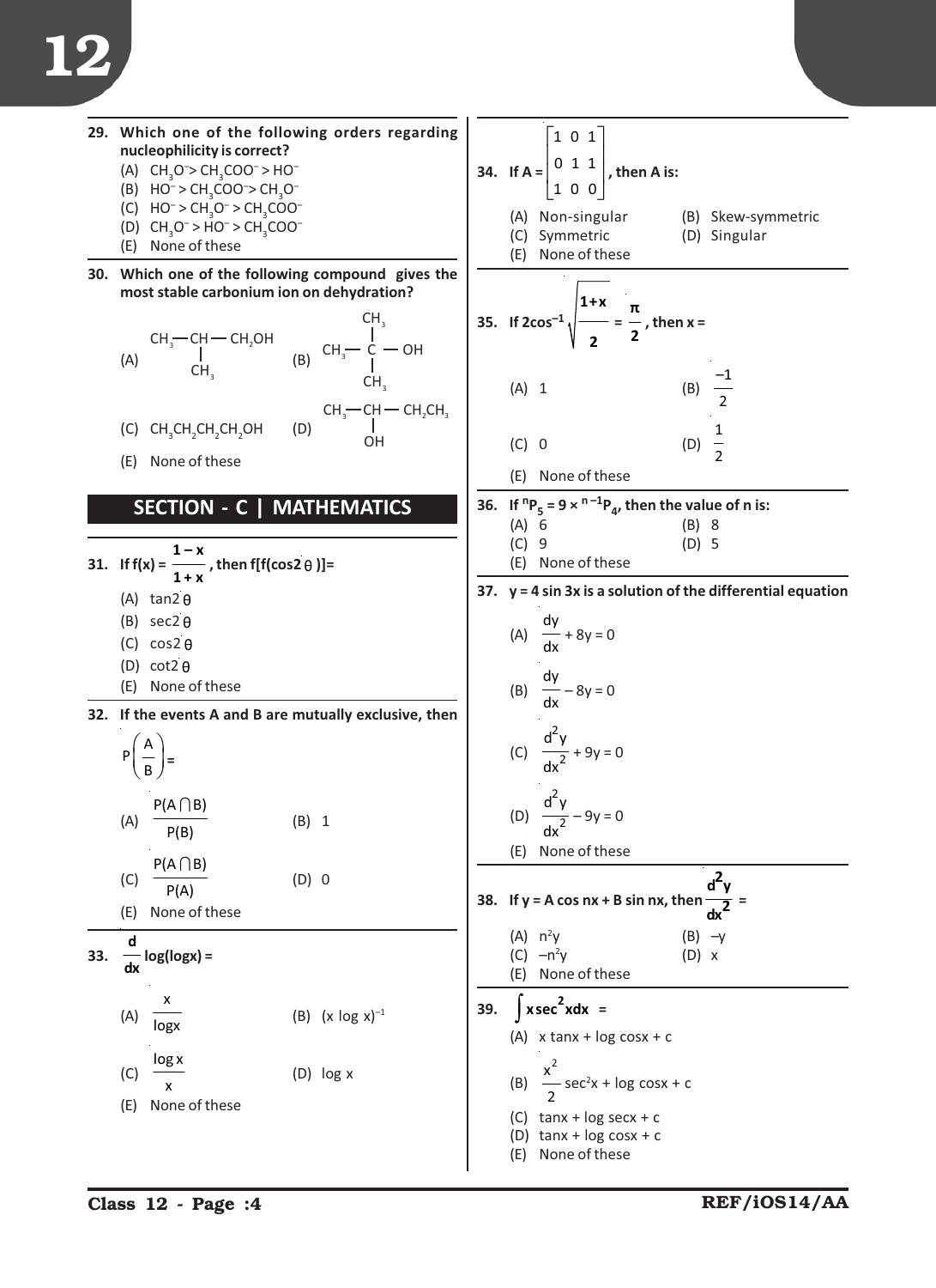**29. Which one of the following orders regarding nucleophilicity is correct?**

(A) $CH_3O^- > CH_3COO^- > HO^-$
(B) $HO^- > CH_3COO^- > CH_3O^-$
(C) $HO^- > CH_3O^- > CH_3COO^-$
(D) $CH_3O^- > HO^- > CH_3COO^-$
(E) None of these

**30. Which one of the following compound gives the most stable carbonium ion on dehydration?**

(A) $CH_3-CH(CH_3)-CH_2OH$
(B) $CH_3-C(CH_3)_2-OH$
(C) $CH_3CH_2CH_2CH_2OH$
(D) $CH_3-CH(OH)-CH_2CH_3$
(E) None of these

## SECTION - C | MATHEMATICS

**31. If $f(x) = \dfrac{1-x}{1+x}$, then $f[f(\cos 2\theta)]=$**

(A) $\tan 2\theta$
(B) $\sec 2\theta$
(C) $\cos 2\theta$
(D) $\cot 2\theta$
(E) None of these

**32. If the events A and B are mutually exclusive, then $P\left(\dfrac{A}{B}\right) =$**

(A) $\dfrac{P(A \cap B)}{P(B)}$
(B) 1
(C) $\dfrac{P(A \cap B)}{P(A)}$
(D) 0
(E) None of these

**33. $\dfrac{d}{dx}\log(\log x) =$**

(A) $\dfrac{x}{\log x}$
(B) $(x \log x)^{-1}$
(C) $\dfrac{\log x}{x}$
(D) $\log x$
(E) None of these

**34. If $A = \begin{bmatrix} 1 & 0 & 1 \\ 0 & 1 & 1 \\ 1 & 0 & 0 \end{bmatrix}$, then A is:**

(A) Non-singular
(B) Skew-symmetric
(C) Symmetric
(D) Singular
(E) None of these

**35. If $2\cos^{-1}\sqrt{\dfrac{1+x}{2}} = \dfrac{\pi}{2}$, then x =**

(A) 1
(B) $\dfrac{-1}{2}$
(C) 0
(D) $\dfrac{1}{2}$
(E) None of these

**36. If ${}^{n}P_5 = 9 \times {}^{n-1}P_4$, then the value of n is:**

(A) 6
(B) 8
(C) 9
(D) 5
(E) None of these

**37. y = 4 sin 3x is a solution of the differential equation**

(A) $\dfrac{dy}{dx} + 8y = 0$
(B) $\dfrac{dy}{dx} - 8y = 0$
(C) $\dfrac{d^2y}{dx^2} + 9y = 0$
(D) $\dfrac{d^2y}{dx^2} - 9y = 0$
(E) None of these

**38. If y = A cos nx + B sin nx, then $\dfrac{d^2y}{dx^2}$ =**

(A) $n^2y$
(B) $-y$
(C) $-n^2y$
(D) x
(E) None of these

**39. $\int x \sec^2 x\,dx$ =**

(A) x tanx + log cosx + c
(B) $\dfrac{x^2}{2}\sec^2 x + \log\cos x + c$
(C) tanx + log secx + c
(D) tanx + log cosx + c
(E) None of these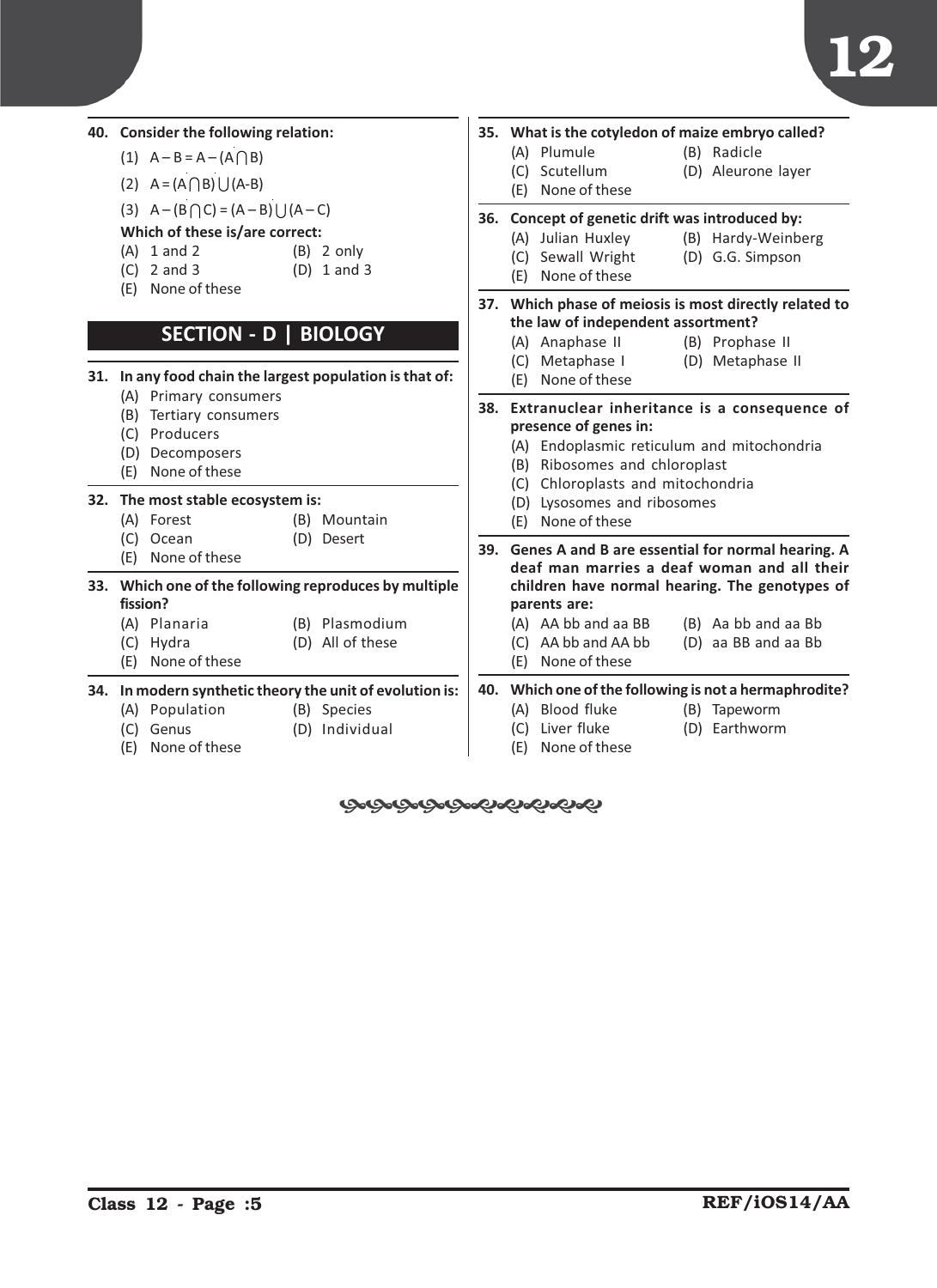**40. Consider the following relation:**

(1) $A - B = A - (A \cap B)$

(2) $A = (A \cap B) \cup (A - B)$

(3) $A - (B \cap C) = (A - B) \cup (A - C)$

**Which of these is/are correct:**

(A) 1 and 2 (B) 2 only

(C) 2 and 3 (D) 1 and 3

(E) None of these

## SECTION - D | BIOLOGY

**31. In any food chain the largest population is that of:**

(A) Primary consumers

(B) Tertiary consumers

(C) Producers

(D) Decomposers

(E) None of these

**32. The most stable ecosystem is:**

(A) Forest (B) Mountain

(C) Ocean (D) Desert

(E) None of these

**33. Which one of the following reproduces by multiple fission?**

(A) Planaria (B) Plasmodium

(C) Hydra (D) All of these

(E) None of these

**34. In modern synthetic theory the unit of evolution is:**

(A) Population (B) Species

(C) Genus (D) Individual

(E) None of these

**35. What is the cotyledon of maize embryo called?**

(A) Plumule (B) Radicle

(C) Scutellum (D) Aleurone layer

(E) None of these

**36. Concept of genetic drift was introduced by:**

(A) Julian Huxley (B) Hardy-Weinberg

(C) Sewall Wright (D) G.G. Simpson

(E) None of these

**37. Which phase of meiosis is most directly related to the law of independent assortment?**

(A) Anaphase II (B) Prophase II

(C) Metaphase I (D) Metaphase II

(E) None of these

**38. Extranuclear inheritance is a consequence of presence of genes in:**

(A) Endoplasmic reticulum and mitochondria

(B) Ribosomes and chloroplast

(C) Chloroplasts and mitochondria

(D) Lysosomes and ribosomes

(E) None of these

**39. Genes A and B are essential for normal hearing. A deaf man marries a deaf woman and all their children have normal hearing. The genotypes of parents are:**

(A) AA bb and aa BB (B) Aa bb and aa Bb

(C) AA bb and AA bb (D) aa BB and aa Bb

(E) None of these

**40. Which one of the following is not a hermaphrodite?**

(A) Blood fluke (B) Tapeworm

(C) Liver fluke (D) Earthworm

(E) None of these